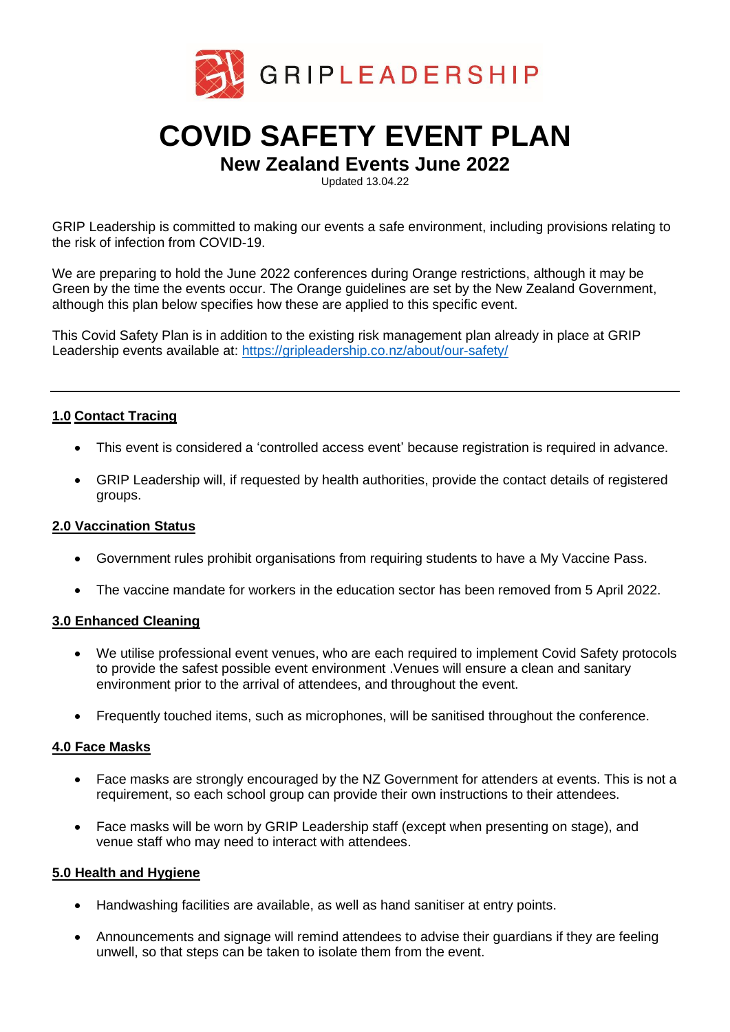GRIPLEADERSHIP

# COVID SAFETY EVENT PLAN

## New Zealand Events June 2022

Updated 13.04.22

GRIP Leadership is committed to making our events a safe environment, including provisions relating to the risk of infection from COVID-19.

We are preparing to hold the June 2022 conferences during Orange restrictions, although it may be Green by the time the events occur. The Orange guidelines are set by the New Zealand Government, although this plan below specifies how these are applied to this specific event.

This Covid Safety Plan is in addition to the existing risk management plan already in place at GRIP Leadership events available at: https://gripleadership.co.nz/about/our-safety/

---

### 1.0 Contact Tracing

- This event is considered a 'controlled access event' because registration is required in advance.
- GRIP Leadership will, if requested by health authorities, provide the contact details of registered groups.

### 2.0 Vaccination Status

- Government rules prohibit organisations from requiring students to have a My Vaccine Pass.
- The vaccine mandate for workers in the education sector has been removed from 5 April 2022.

### 3.0 Enhanced Cleaning

- We utilise professional event venues, who are each required to implement Covid Safety protocols to provide the safest possible event environment .Venues will ensure a clean and sanitary environment prior to the arrival of attendees, and throughout the event.
- Frequently touched items, such as microphones, will be sanitised throughout the conference.

### 4.0 Face Masks

- Face masks are strongly encouraged by the NZ Government for attenders at events. This is not a requirement, so each school group can provide their own instructions to their attendees.
- Face masks will be worn by GRIP Leadership staff (except when presenting on stage), and venue staff who may need to interact with attendees.

### 5.0 Health and Hygiene

- Handwashing facilities are available, as well as hand sanitiser at entry points.
- Announcements and signage will remind attendees to advise their guardians if they are feeling unwell, so that steps can be taken to isolate them from the event.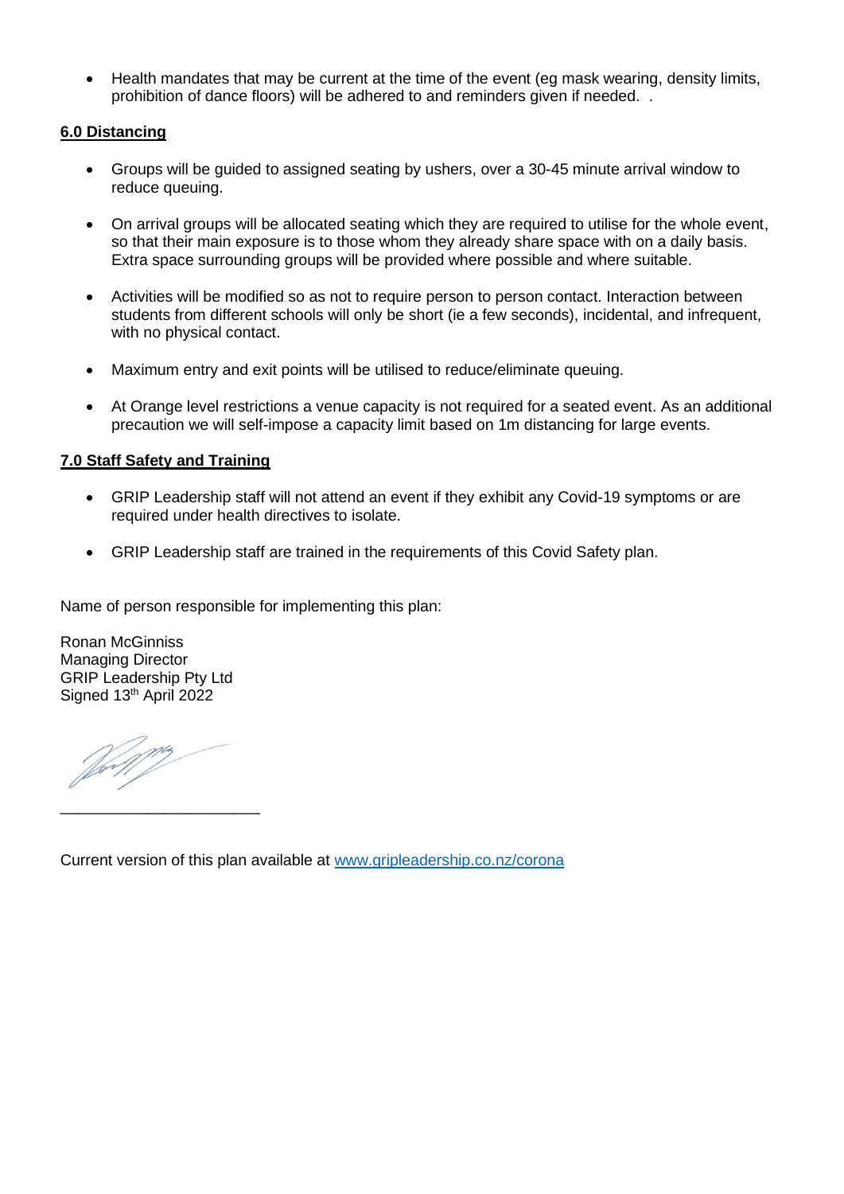- Health mandates that may be current at the time of the event (eg mask wearing, density limits, prohibition of dance floors) will be adhered to and reminders given if needed. .

## 6.0 Distancing

- Groups will be guided to assigned seating by ushers, over a 30-45 minute arrival window to reduce queuing.
- On arrival groups will be allocated seating which they are required to utilise for the whole event, so that their main exposure is to those whom they already share space with on a daily basis. Extra space surrounding groups will be provided where possible and where suitable.
- Activities will be modified so as not to require person to person contact. Interaction between students from different schools will only be short (ie a few seconds), incidental, and infrequent, with no physical contact.
- Maximum entry and exit points will be utilised to reduce/eliminate queuing.
- At Orange level restrictions a venue capacity is not required for a seated event. As an additional precaution we will self-impose a capacity limit based on 1m distancing for large events.

## 7.0 Staff Safety and Training

- GRIP Leadership staff will not attend an event if they exhibit any Covid-19 symptoms or are required under health directives to isolate.
- GRIP Leadership staff are trained in the requirements of this Covid Safety plan.

Name of person responsible for implementing this plan:

Ronan McGinniss
Managing Director
GRIP Leadership Pty Ltd
Signed 13th April 2022

_______________________

Current version of this plan available at [www.gripleadership.co.nz/corona](http://www.gripleadership.co.nz/corona)